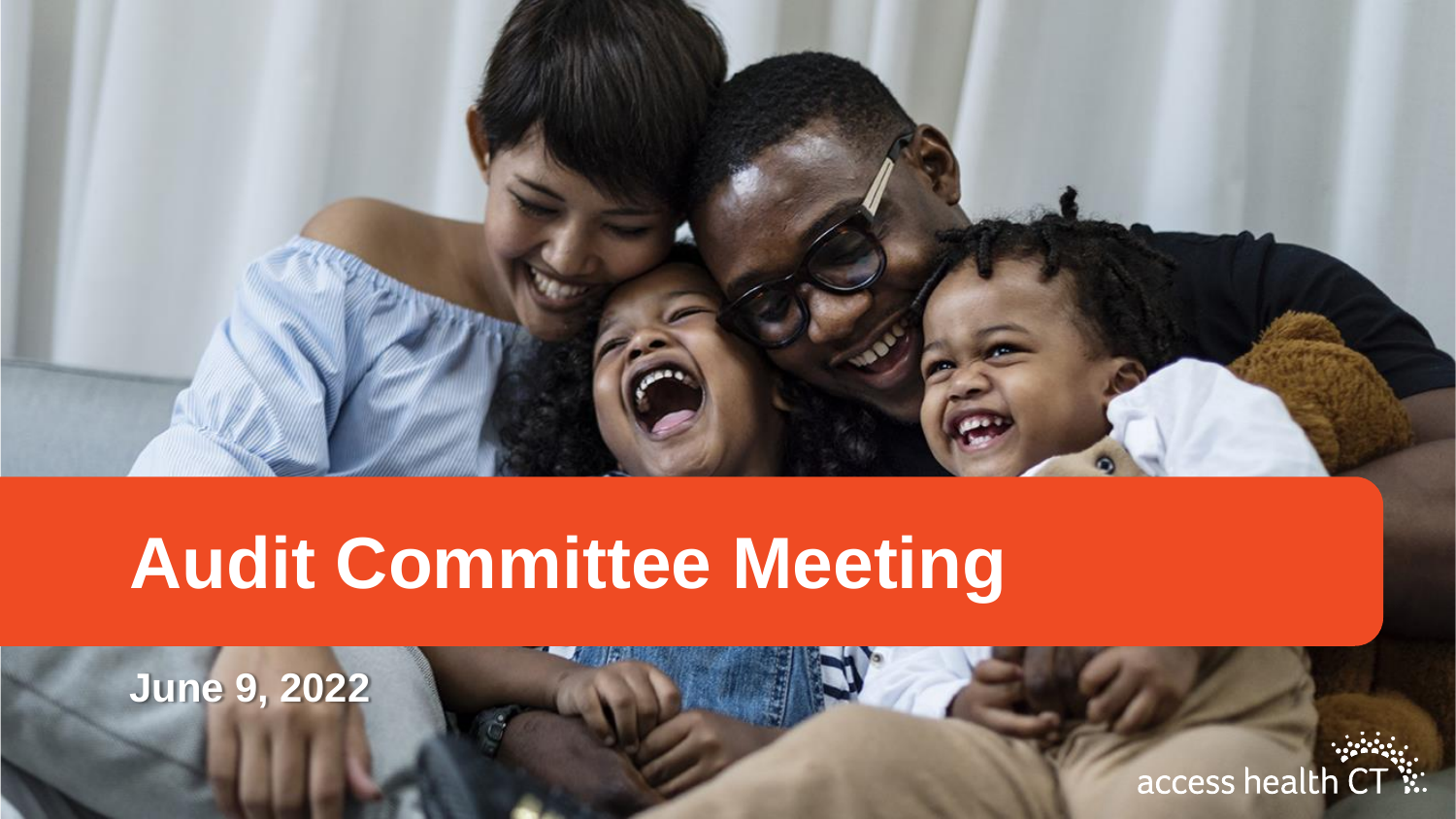# Audit Committee Meeting

June 9, 2022

access health CT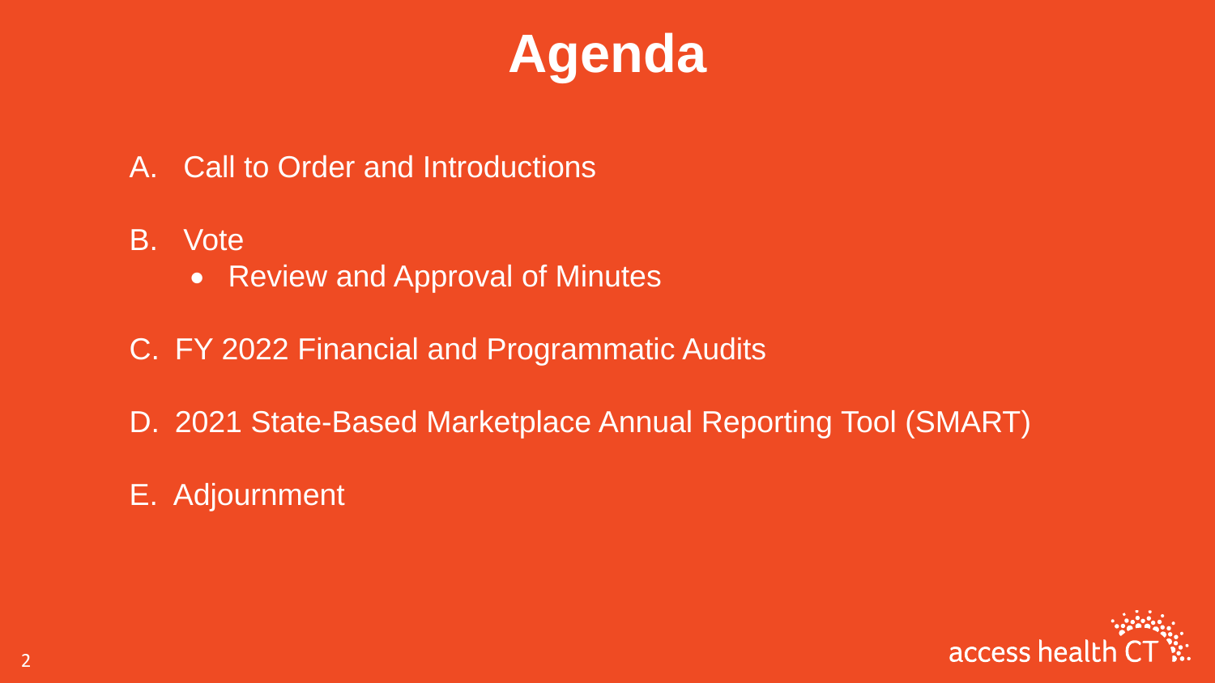# Agenda

A. Call to Order and Introductions

B. Vote
   - Review and Approval of Minutes

C. FY 2022 Financial and Programmatic Audits

D. 2021 State-Based Marketplace Annual Reporting Tool (SMART)

E. Adjournment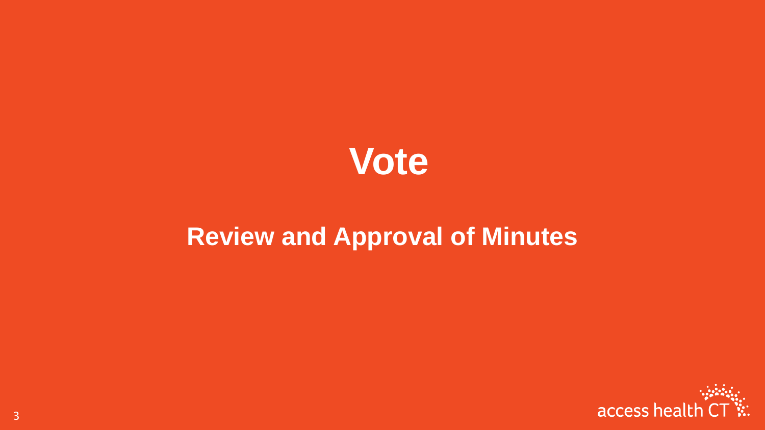# Vote

## Review and Approval of Minutes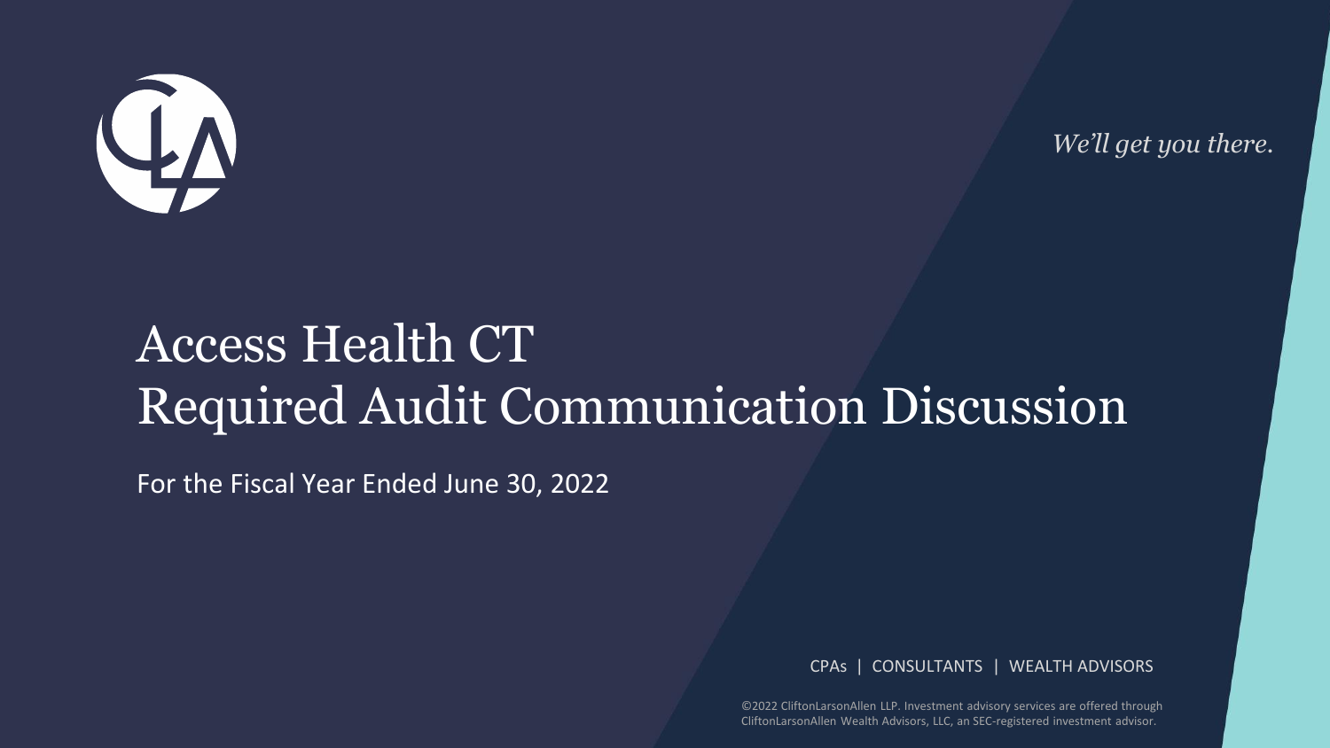We'll get you there.

# Access Health CT
# Required Audit Communication Discussion

For the Fiscal Year Ended June 30, 2022

CPAs | CONSULTANTS | WEALTH ADVISORS

©2022 CliftonLarsonAllen LLP. Investment advisory services are offered through CliftonLarsonAllen Wealth Advisors, LLC, an SEC-registered investment advisor.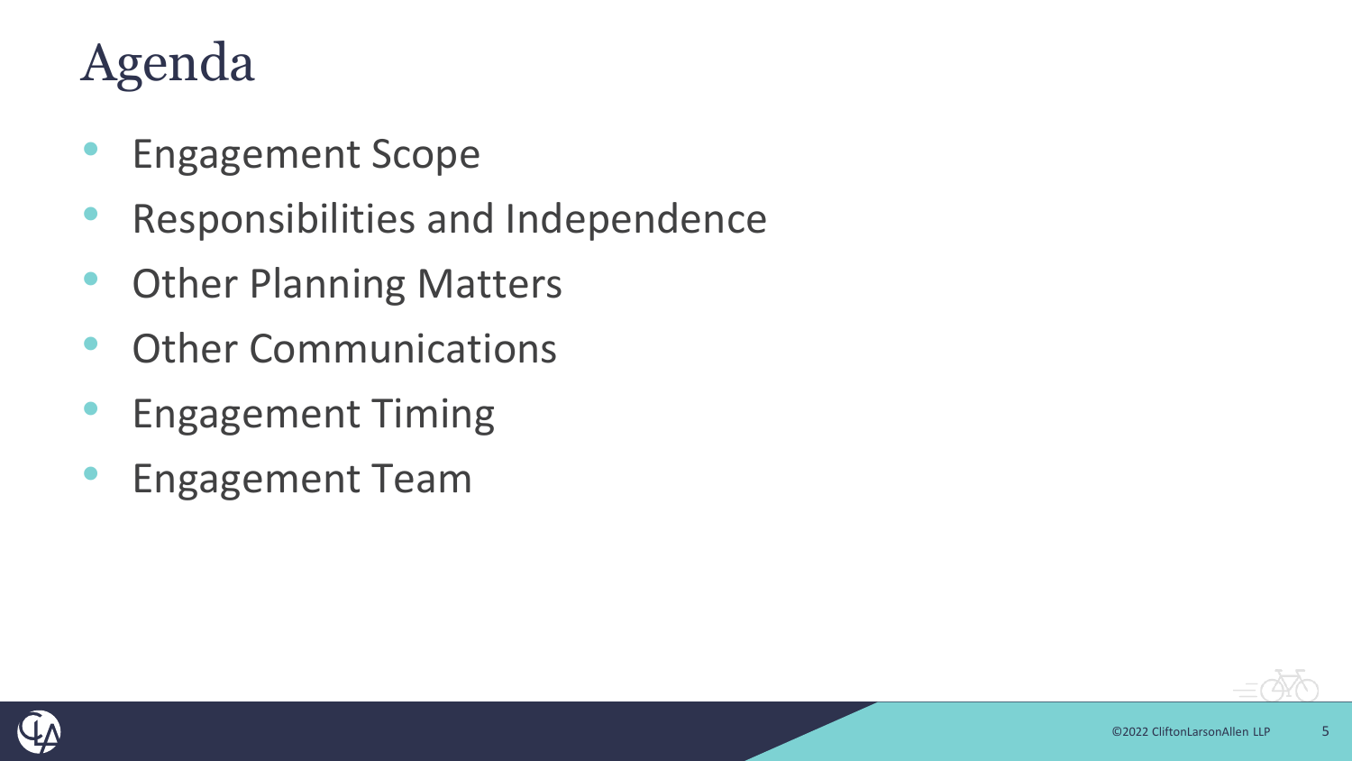# Agenda

- Engagement Scope
- Responsibilities and Independence
- Other Planning Matters
- Other Communications
- Engagement Timing
- Engagement Team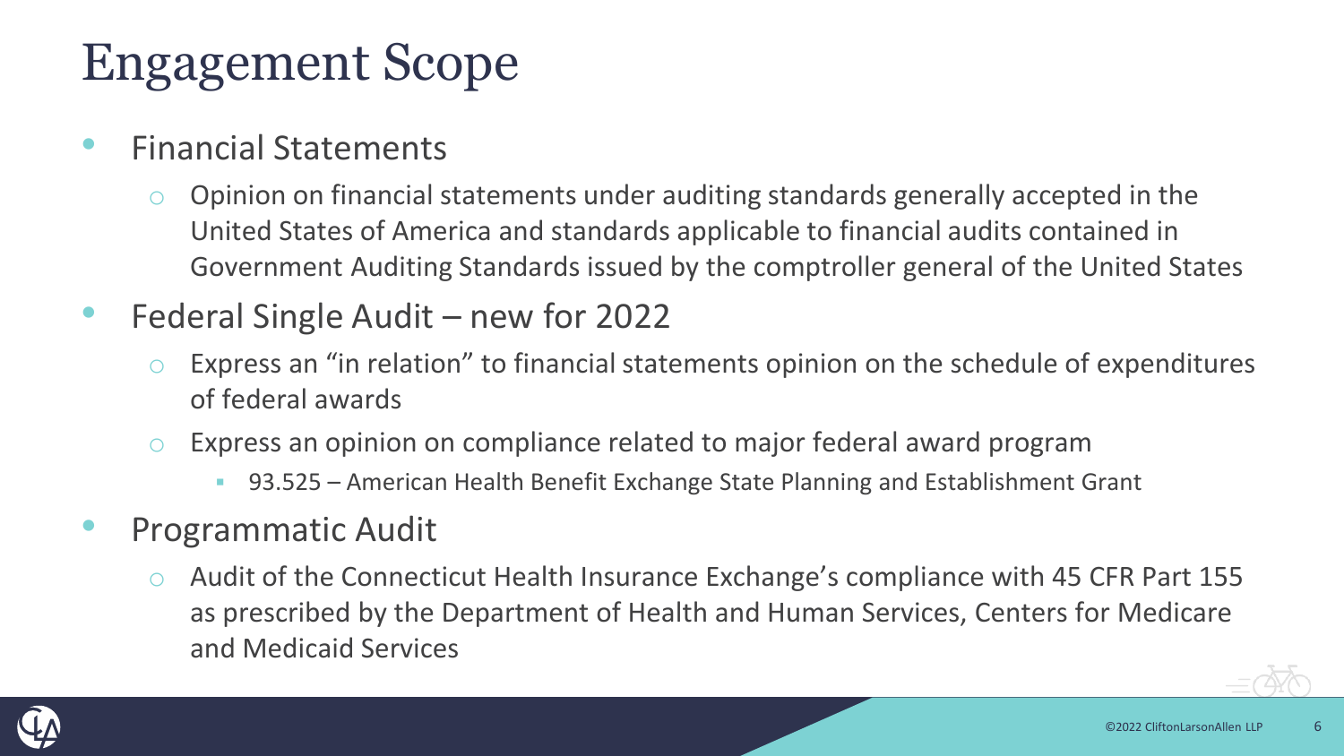# Engagement Scope

- Financial Statements
  - Opinion on financial statements under auditing standards generally accepted in the United States of America and standards applicable to financial audits contained in Government Auditing Standards issued by the comptroller general of the United States
- Federal Single Audit – new for 2022
  - Express an "in relation" to financial statements opinion on the schedule of expenditures of federal awards
  - Express an opinion on compliance related to major federal award program
    - 93.525 – American Health Benefit Exchange State Planning and Establishment Grant
- Programmatic Audit
  - Audit of the Connecticut Health Insurance Exchange's compliance with 45 CFR Part 155 as prescribed by the Department of Health and Human Services, Centers for Medicare and Medicaid Services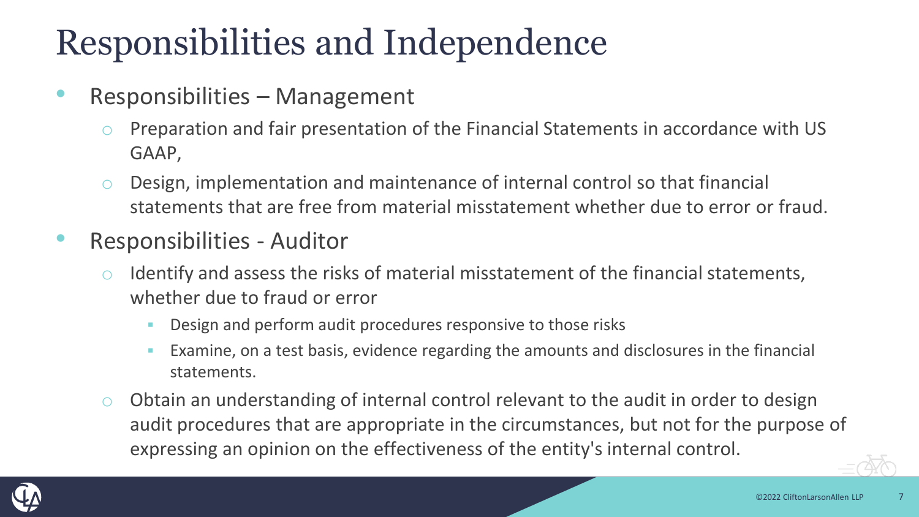# Responsibilities and Independence

- Responsibilities – Management
  - Preparation and fair presentation of the Financial Statements in accordance with US GAAP,
  - Design, implementation and maintenance of internal control so that financial statements that are free from material misstatement whether due to error or fraud.
- Responsibilities - Auditor
  - Identify and assess the risks of material misstatement of the financial statements, whether due to fraud or error
    - Design and perform audit procedures responsive to those risks
    - Examine, on a test basis, evidence regarding the amounts and disclosures in the financial statements.
  - Obtain an understanding of internal control relevant to the audit in order to design audit procedures that are appropriate in the circumstances, but not for the purpose of expressing an opinion on the effectiveness of the entity's internal control.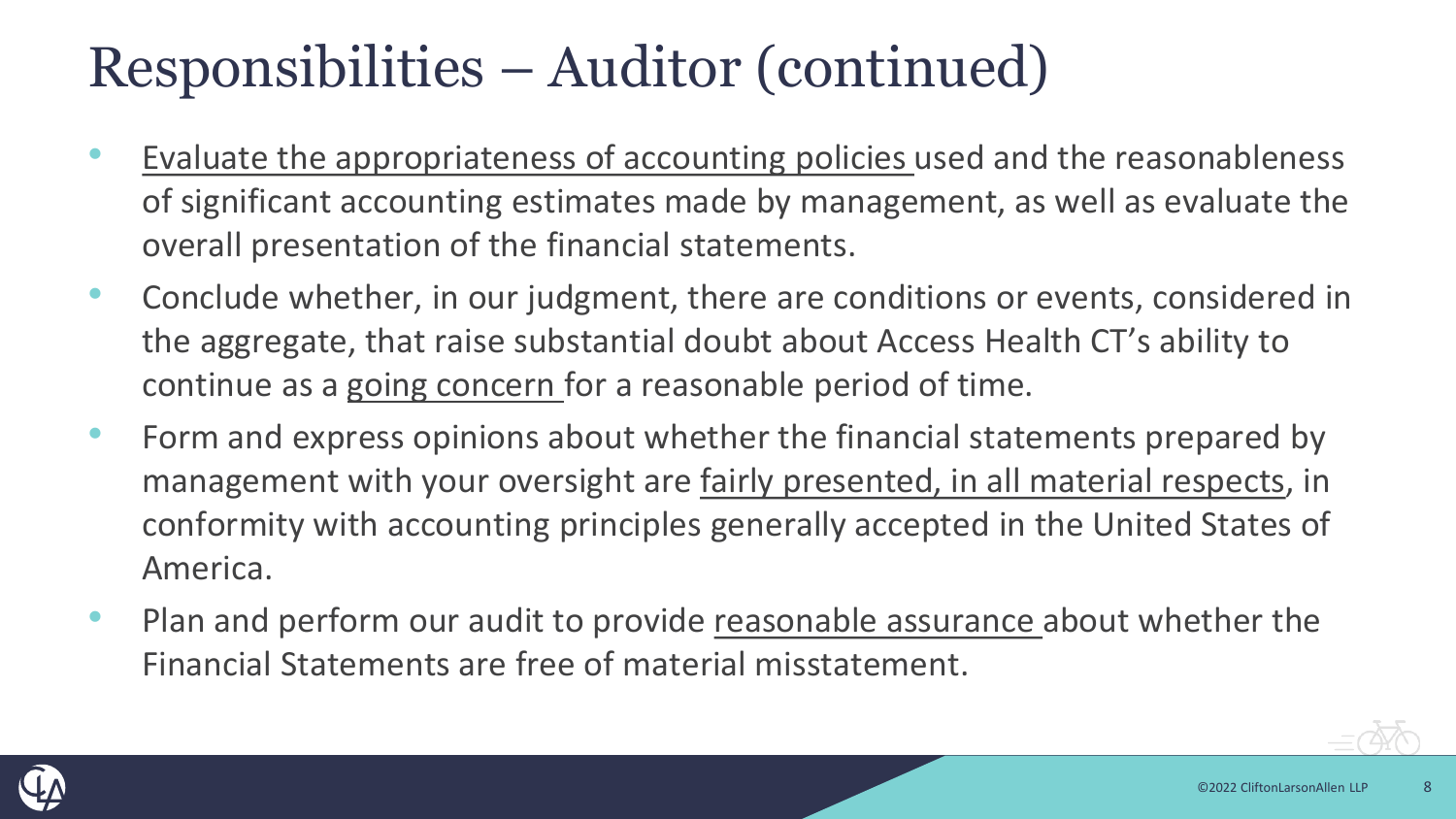# Responsibilities – Auditor (continued)

- <u>Evaluate the appropriateness of accounting policies</u> used and the reasonableness of significant accounting estimates made by management, as well as evaluate the overall presentation of the financial statements.
- Conclude whether, in our judgment, there are conditions or events, considered in the aggregate, that raise substantial doubt about Access Health CT's ability to continue as a <u>going concern</u> for a reasonable period of time.
- Form and express opinions about whether the financial statements prepared by management with your oversight are <u>fairly presented, in all material respects</u>, in conformity with accounting principles generally accepted in the United States of America.
- Plan and perform our audit to provide <u>reasonable assurance</u> about whether the Financial Statements are free of material misstatement.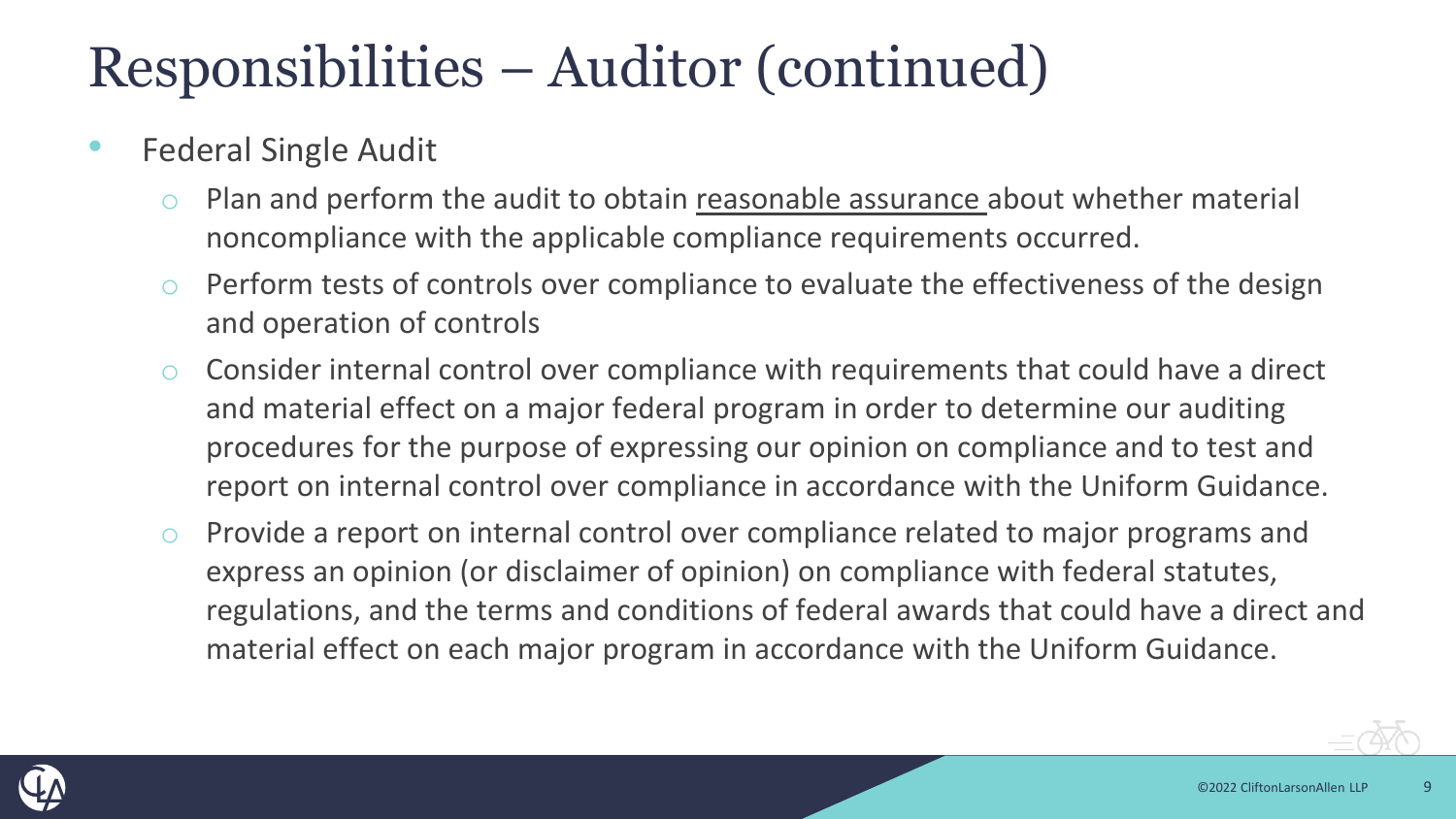# Responsibilities – Auditor (continued)

- Federal Single Audit
  - Plan and perform the audit to obtain <u>reasonable assurance</u> about whether material noncompliance with the applicable compliance requirements occurred.
  - Perform tests of controls over compliance to evaluate the effectiveness of the design and operation of controls
  - Consider internal control over compliance with requirements that could have a direct and material effect on a major federal program in order to determine our auditing procedures for the purpose of expressing our opinion on compliance and to test and report on internal control over compliance in accordance with the Uniform Guidance.
  - Provide a report on internal control over compliance related to major programs and express an opinion (or disclaimer of opinion) on compliance with federal statutes, regulations, and the terms and conditions of federal awards that could have a direct and material effect on each major program in accordance with the Uniform Guidance.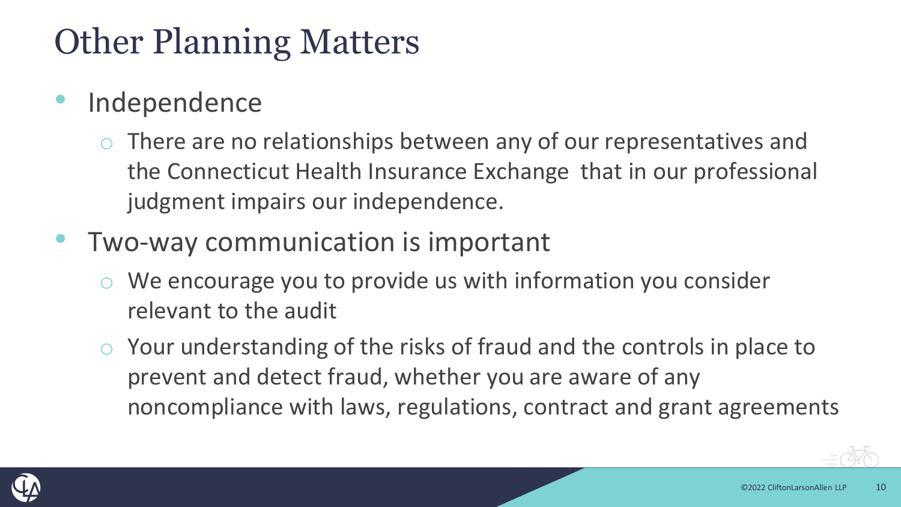# Other Planning Matters

- Independence
  - There are no relationships between any of our representatives and the Connecticut Health Insurance Exchange that in our professional judgment impairs our independence.
- Two-way communication is important
  - We encourage you to provide us with information you consider relevant to the audit
  - Your understanding of the risks of fraud and the controls in place to prevent and detect fraud, whether you are aware of any noncompliance with laws, regulations, contract and grant agreements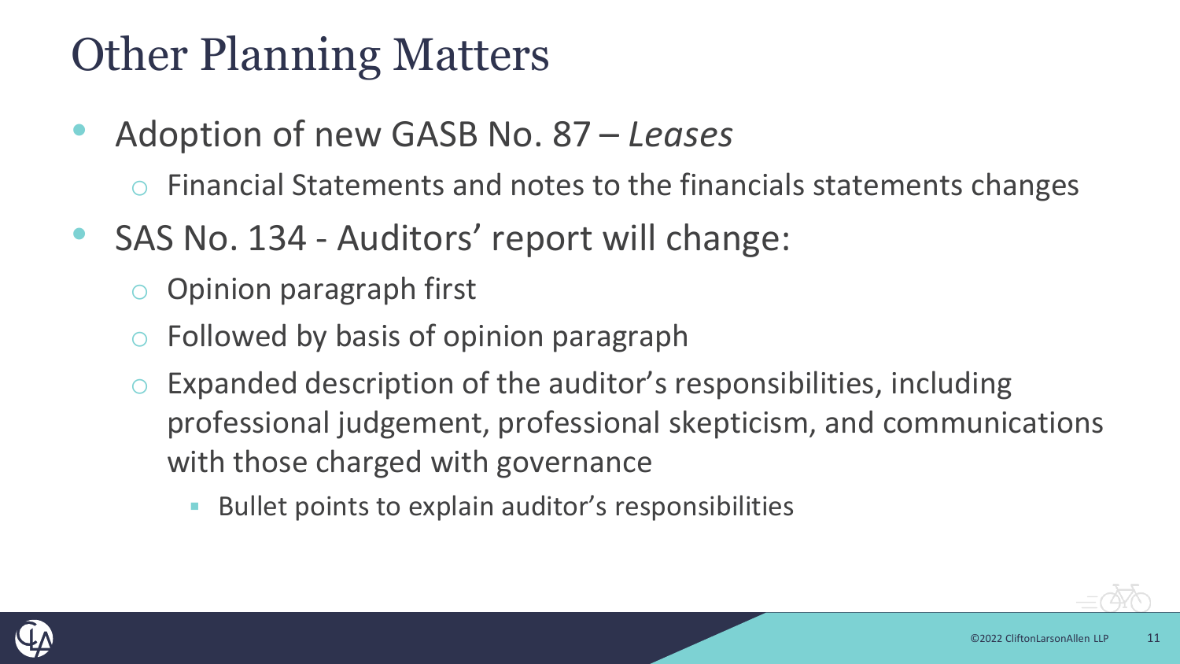# Other Planning Matters

- Adoption of new GASB No. 87 – *Leases*
  - Financial Statements and notes to the financials statements changes
- SAS No. 134 - Auditors' report will change:
  - Opinion paragraph first
  - Followed by basis of opinion paragraph
  - Expanded description of the auditor's responsibilities, including professional judgement, professional skepticism, and communications with those charged with governance
    - Bullet points to explain auditor's responsibilities

©2022 CliftonLarsonAllen LLP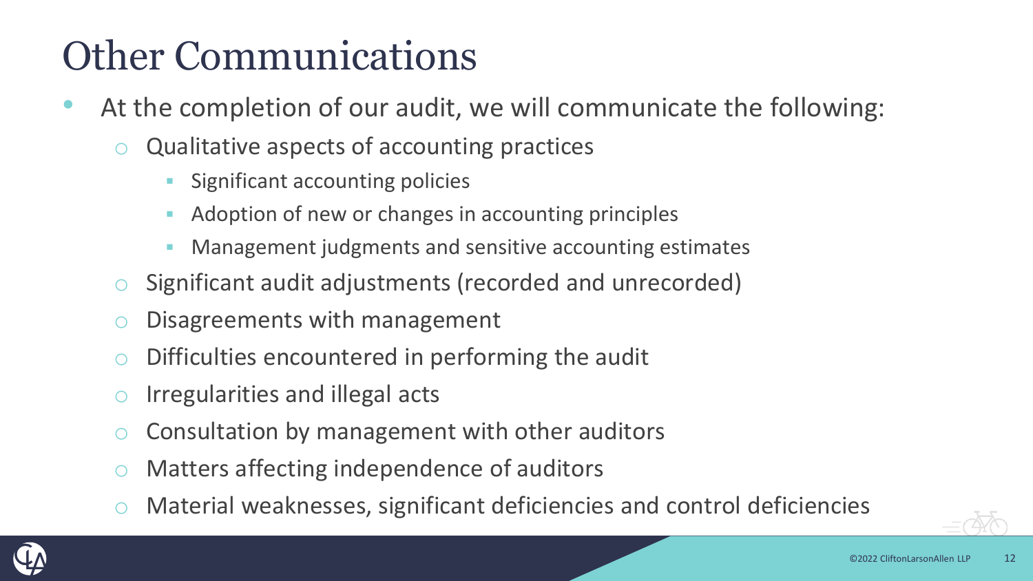# Other Communications

- At the completion of our audit, we will communicate the following:
  - Qualitative aspects of accounting practices
    - Significant accounting policies
    - Adoption of new or changes in accounting principles
    - Management judgments and sensitive accounting estimates
  - Significant audit adjustments (recorded and unrecorded)
  - Disagreements with management
  - Difficulties encountered in performing the audit
  - Irregularities and illegal acts
  - Consultation by management with other auditors
  - Matters affecting independence of auditors
  - Material weaknesses, significant deficiencies and control deficiencies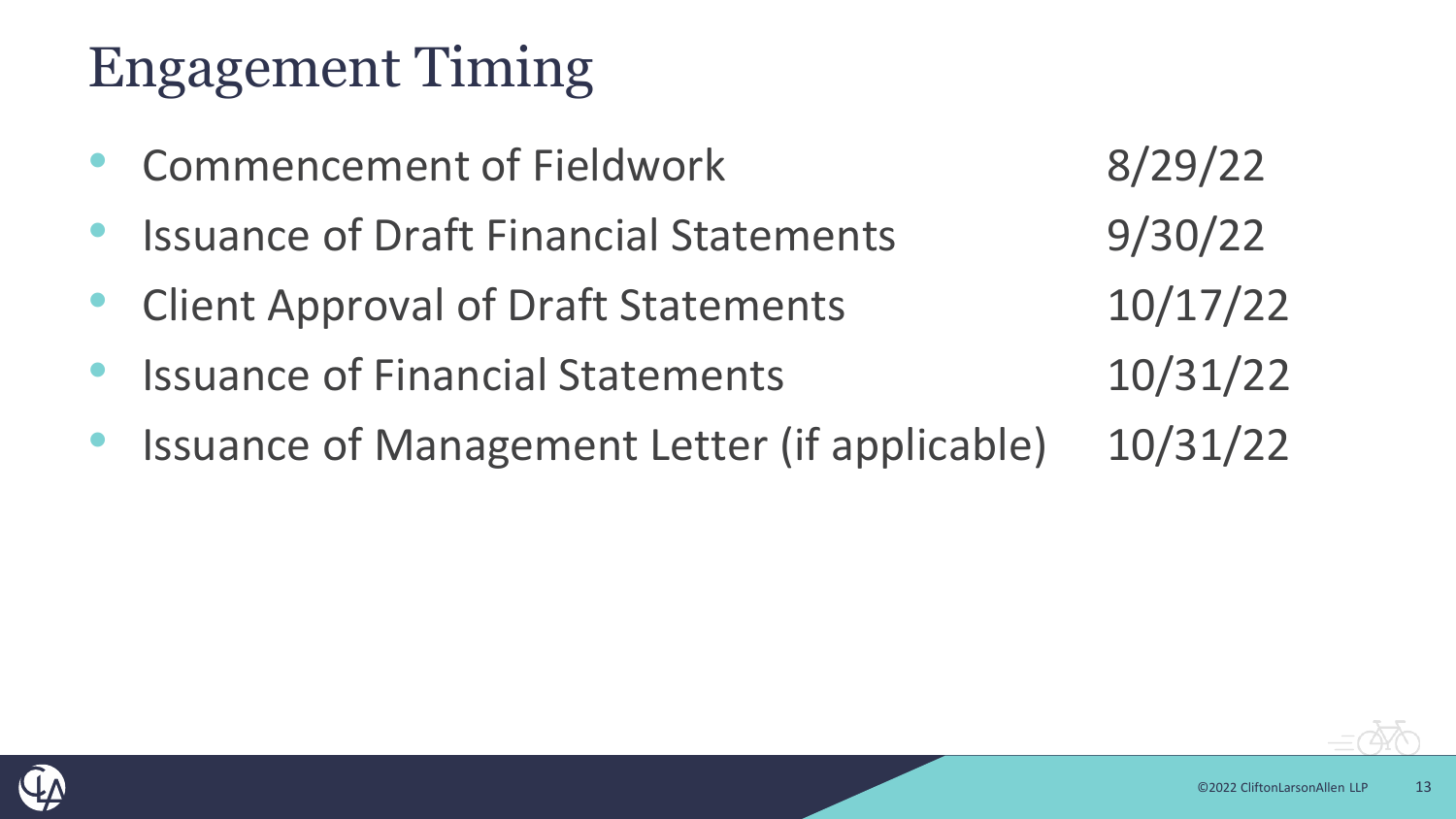# Engagement Timing

- Commencement of Fieldwork 8/29/22
- Issuance of Draft Financial Statements 9/30/22
- Client Approval of Draft Statements 10/17/22
- Issuance of Financial Statements 10/31/22
- Issuance of Management Letter (if applicable) 10/31/22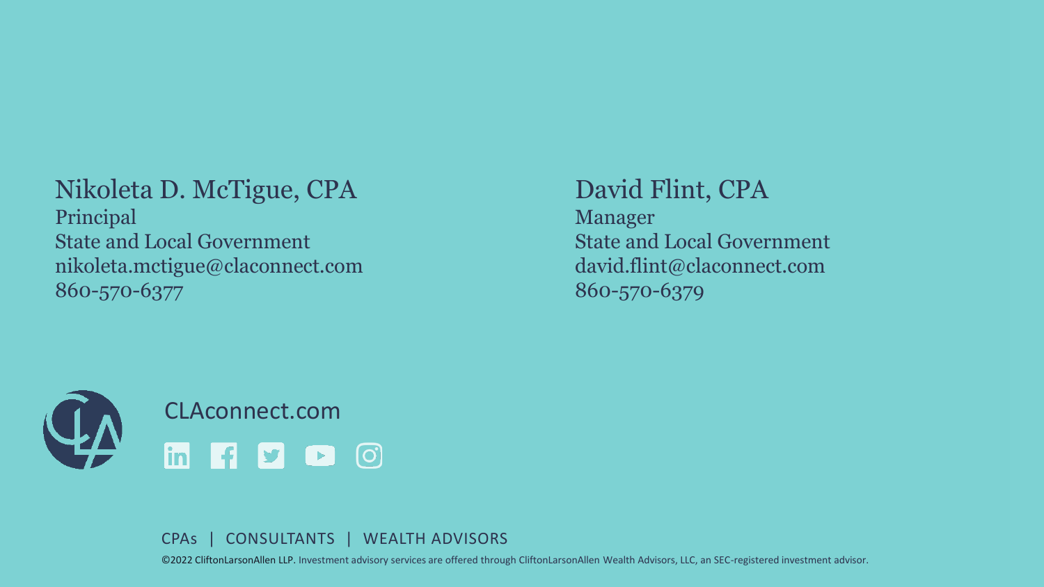**Nikoleta D. McTigue, CPA**
Principal
State and Local Government
nikoleta.mctigue@claconnect.com
860-570-6377

**David Flint, CPA**
Manager
State and Local Government
david.flint@claconnect.com
860-570-6379

CLAconnect.com

CPAs | CONSULTANTS | WEALTH ADVISORS

©2022 CliftonLarsonAllen LLP. Investment advisory services are offered through CliftonLarsonAllen Wealth Advisors, LLC, an SEC-registered investment advisor.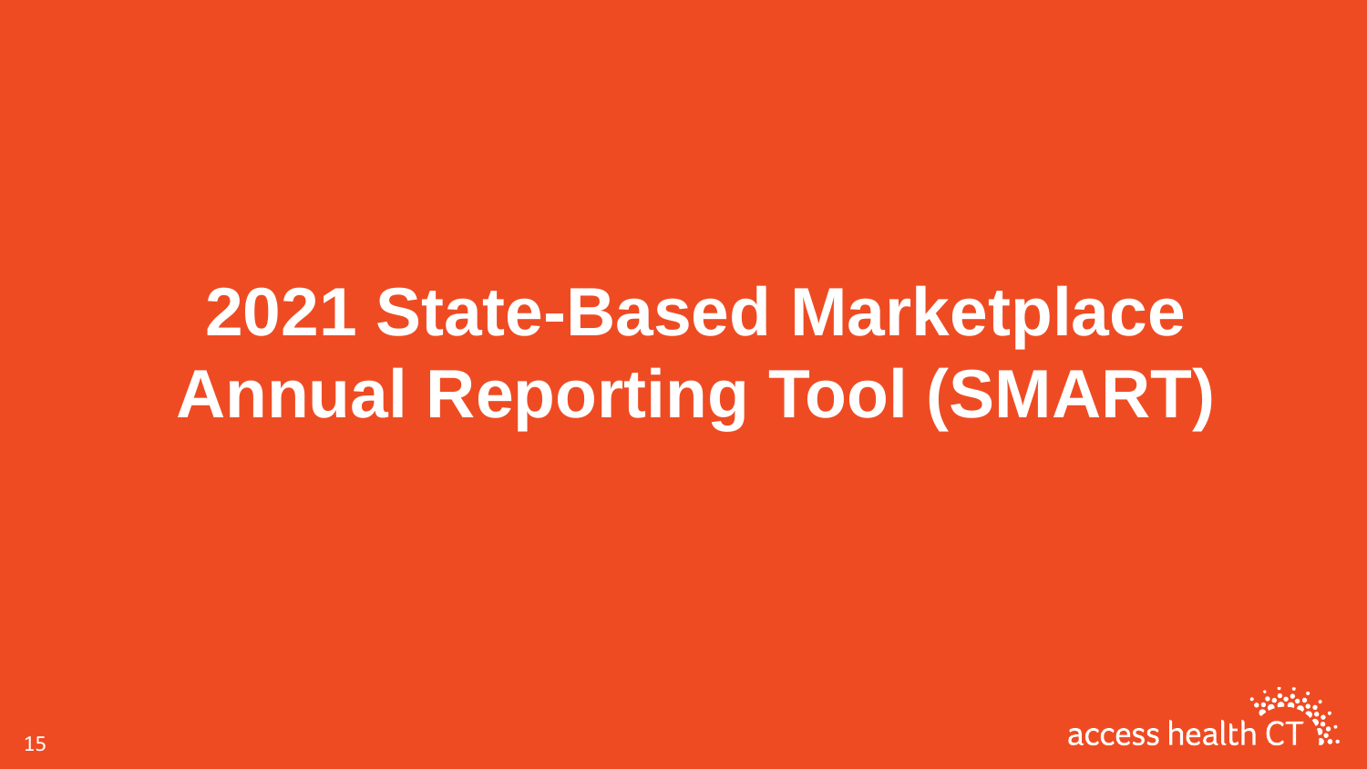# 2021 State-Based Marketplace Annual Reporting Tool (SMART)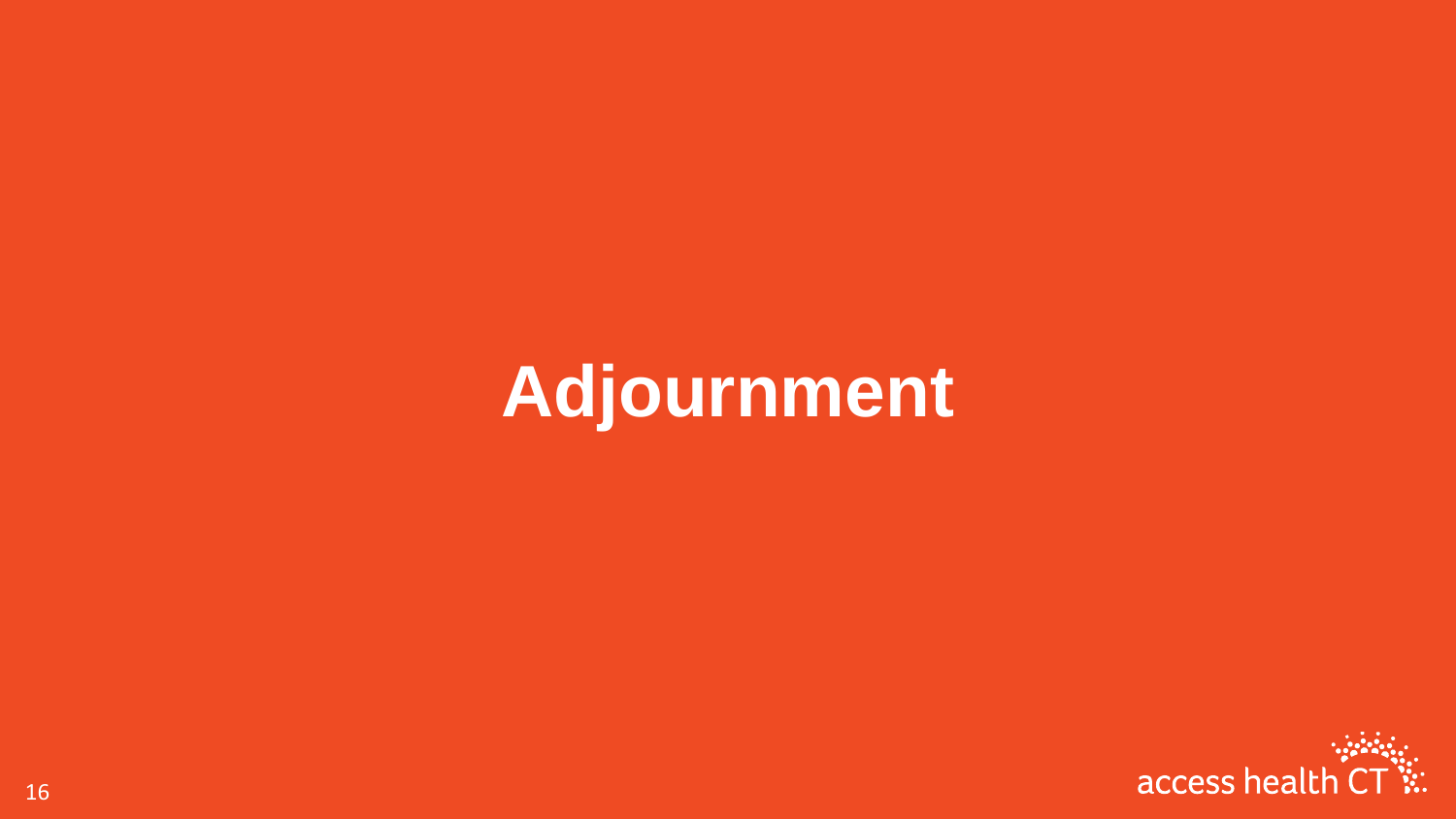# Adjournment